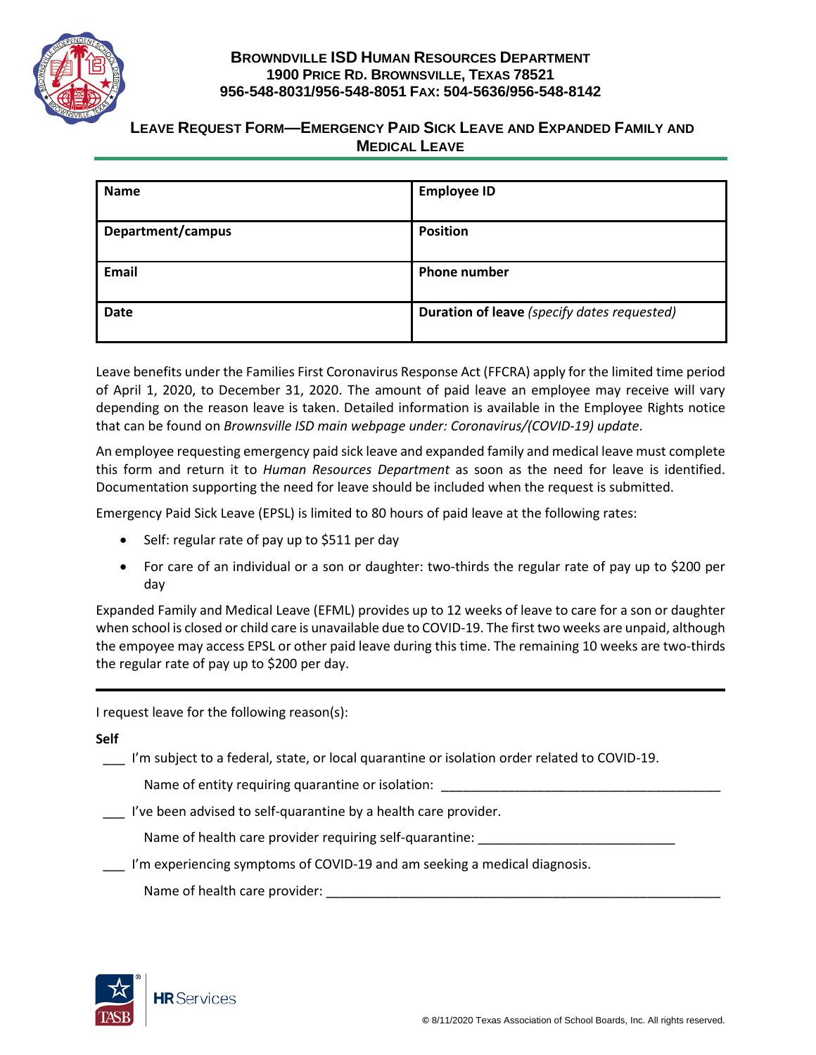**Brownsville ISD Human Resources Department**
**1900 Price Rd. Brownsville, Texas 78521**
**956-548-8031/956-548-8051 Fax: 504-5636/956-548-8142**

# Leave Request Form—Emergency Paid Sick Leave and Expanded Family and Medical Leave

| Name | Employee ID |
|---|---|
| **Department/campus** | **Position** |
| **Email** | **Phone number** |
| **Date** | **Duration of leave** *(specify dates requested)* |

Leave benefits under the Families First Coronavirus Response Act (FFCRA) apply for the limited time period of April 1, 2020, to December 31, 2020. The amount of paid leave an employee may receive will vary depending on the reason leave is taken. Detailed information is available in the Employee Rights notice that can be found on *Brownsville ISD main webpage under: Coronavirus/(COVID-19) update*.

An employee requesting emergency paid sick leave and expanded family and medical leave must complete this form and return it to *Human Resources Department* as soon as the need for leave is identified. Documentation supporting the need for leave should be included when the request is submitted.

Emergency Paid Sick Leave (EPSL) is limited to 80 hours of paid leave at the following rates:

- Self: regular rate of pay up to $511 per day
- For care of an individual or a son or daughter: two-thirds the regular rate of pay up to $200 per day

Expanded Family and Medical Leave (EFML) provides up to 12 weeks of leave to care for a son or daughter when school is closed or child care is unavailable due to COVID-19. The first two weeks are unpaid, although the empoyee may access EPSL or other paid leave during this time. The remaining 10 weeks are two-thirds the regular rate of pay up to $200 per day.

---

I request leave for the following reason(s):

**Self**

___ I'm subject to a federal, state, or local quarantine or isolation order related to COVID-19.

Name of entity requiring quarantine or isolation: ______________________________________

___ I've been advised to self-quarantine by a health care provider.

Name of health care provider requiring self-quarantine: ___________________________

___ I'm experiencing symptoms of COVID-19 and am seeking a medical diagnosis.

Name of health care provider: ________________________________________________________

© 8/11/2020 Texas Association of School Boards, Inc. All rights reserved.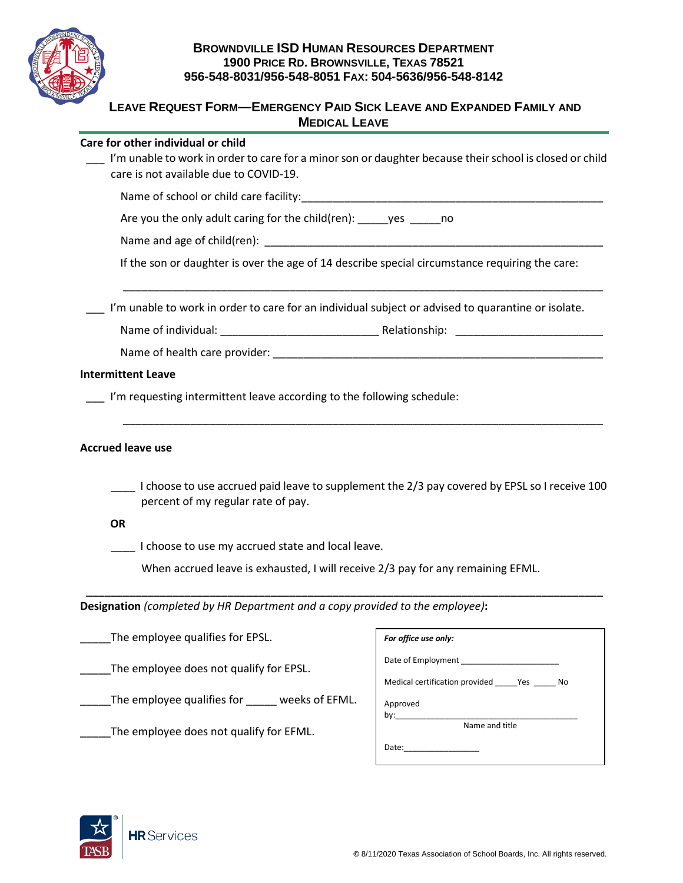**BROWNDVILLE ISD HUMAN RESOURCES DEPARTMENT**
**1900 PRICE RD. BROWNSVILLE, TEXAS 78521**
**956-548-8031/956-548-8051 FAX: 504-5636/956-548-8142**

## LEAVE REQUEST FORM—EMERGENCY PAID SICK LEAVE AND EXPANDED FAMILY AND MEDICAL LEAVE

**Care for other individual or child**

___ I'm unable to work in order to care for a minor son or daughter because their school is closed or child care is not available due to COVID-19.

Name of school or child care facility:___________________________________________________

Are you the only adult caring for the child(ren): _____yes _____no

Name and age of child(ren): _______________________________________________________

If the son or daughter is over the age of 14 describe special circumstance requiring the care:

_____________________________________________________________________________

___ I'm unable to work in order to care for an individual subject or advised to quarantine or isolate.

Name of individual: _________________________ Relationship: _______________________

Name of health care provider: ______________________________________________________

**Intermittent Leave**

___ I'm requesting intermittent leave according to the following schedule:

_____________________________________________________________________________

**Accrued leave use**

____ I choose to use accrued paid leave to supplement the 2/3 pay covered by EPSL so I receive 100 percent of my regular rate of pay.

**OR**

____ I choose to use my accrued state and local leave.

When accrued leave is exhausted, I will receive 2/3 pay for any remaining EFML.

---

**Designation** *(completed by HR Department and a copy provided to the employee)***:**

_____The employee qualifies for EPSL.

_____The employee does not qualify for EPSL.

_____The employee qualifies for _____ weeks of EFML.

_____The employee does not qualify for EFML.

***For office use only:***

Date of Employment ____________________

Medical certification provided _____Yes _____ No

Approved by:_________________________________________
Name and title

Date:_______________

© 8/11/2020 Texas Association of School Boards, Inc. All rights reserved.